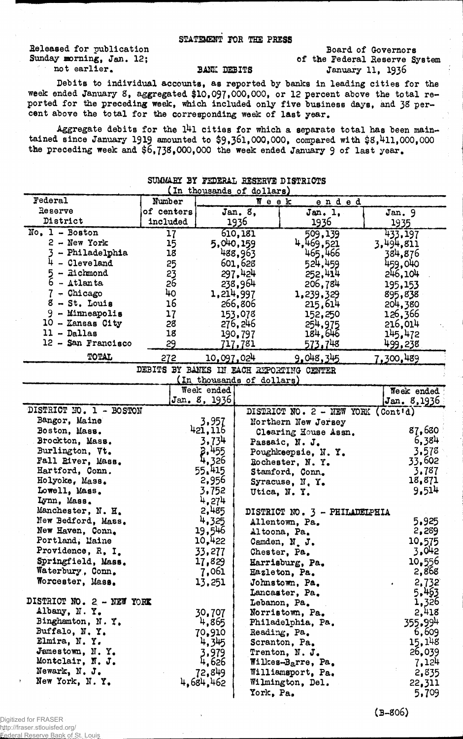STATEMENT FOR THE PRESS

Released for publication Sunday morning, Jan. 12; not earlier.

Board of Governors of the Federal Reserve System

BANK DEBITS

January 11, 1936

Debits to individual accounts, as reported by banks in leading cities for the week ended January 8, aggregated $10,097,000,000, or 12 percent above the total reported for the preceding week, which included only five business days, and 38 percent above the total for the corresponding week of last year.

Aggregate debits for the 141 cities for which a separate total has been maintained since January 1919 amounted to $9,361,000,000, compared with $8,411,000,000 the preceding week and $6,738,000,000 the week ended January 9 of last year.

SUMMARY BY FEDERAL RESERVE DISTRICTS
(In thousands of dollars)

| Federal Reserve District | Number of centers included | Week ended Jan. 8, 1936 | Jan. 1, 1936 | Jan. 9 1935 |
|---|---|---|---|---|
| No. 1 - Boston | 17 | 610,181 | 509,139 | 433,197 |
| 2 - New York | 15 | 5,040,159 | 4,469,521 | 3,494,811 |
| 3 - Philadelphia | 18 | 488,963 | 465,466 | 384,876 |
| 4 - Cleveland | 25 | 601,628 | 524,459 | 459,040 |
| 5 - Richmond | 23 | 297,424 | 252,414 | 246,104 |
| 6 - Atlanta | 26 | 238,964 | 206,784 | 195,153 |
| 7 - Chicago | 40 | 1,214,997 | 1,239,329 | 895,838 |
| 8 - St. Louis | 16 | 266,806 | 215,614 | 204,380 |
| 9 - Minneapolis | 17 | 153,078 | 152,250 | 126,366 |
| 10 - Kansas City | 28 | 276,246 | 254,975 | 216,014 |
| 11 - Dallas | 18 | 190,797 | 184,646 | 145,472 |
| 12 - San Francisco | 29 | 717,781 | 573,748 | 499,238 |
| TOTAL | 272 | 10,097,024 | 9,048,345 | 7,300,489 |

DEBITS BY BANKS IN EACH REPORTING CENTER
(In thousands of dollars)

| | Week ended Jan. 8, 1936 |
|---|---|
| **DISTRICT NO. 1 - BOSTON** | |
| Bangor, Maine | 3,957 |
| Boston, Mass. | 421,116 |
| Brockton, Mass. | 3,734 |
| Burlington, Vt. | 2,455 |
| Fall River, Mass. | 4,326 |
| Hartford, Conn. | 55,415 |
| Holyoke, Mass. | 2,956 |
| Lowell, Mass. | 3,752 |
| Lynn, Mass. | 4,274 |
| Manchester, N. H. | 2,485 |
| New Bedford, Mass. | 4,325 |
| New Haven, Conn. | 19,546 |
| Portland, Maine | 10,422 |
| Providence, R. I. | 33,277 |
| Springfield, Mass. | 17,829 |
| Waterbury, Conn. | 7,061 |
| Worcester, Mass. | 13,251 |
| **DISTRICT NO. 2 - NEW YORK** | |
| Albany, N. Y. | 30,707 |
| Binghamton, N. Y. | 4,865 |
| Buffalo, N. Y. | 70,910 |
| Elmira, N. Y. | 4,345 |
| Jamestown, N. Y. | 3,979 |
| Montclair, N. J. | 4,626 |
| Newark, N. J. | 72,849 |
| New York, N. Y. | 4,684,462 |
| **DISTRICT NO. 2 - NEW YORK (Cont'd)** | |
| Northern New Jersey Clearing House Assn. | 87,680 |
| Passaic, N. J. | 6,384 |
| Poughkeepsie, N. Y. | 3,578 |
| Rochester, N. Y. | 33,602 |
| Stamford, Conn. | 3,787 |
| Syracuse, N. Y. | 18,871 |
| Utica, N. Y. | 9,514 |
| **DISTRICT NO. 3 - PHILADELPHIA** | |
| Allentown, Pa. | 5,925 |
| Altoona, Pa. | 2,289 |
| Camden, N. J. | 10,575 |
| Chester, Pa. | 3,042 |
| Harrisburg, Pa. | 10,556 |
| Hazleton, Pa. | 2,868 |
| Johnstown, Pa. | 2,732 |
| Lancaster, Pa. | 5,463 |
| Lebanon, Pa. | 1,326 |
| Norristown, Pa. | 2,418 |
| Philadelphia, Pa. | 355,994 |
| Reading, Pa. | 6,609 |
| Scranton, Pa. | 15,148 |
| Trenton, N. J. | 26,039 |
| Wilkes-Barre, Pa. | 7,124 |
| Williamsport, Pa. | 2,835 |
| Wilmington, Del. | 22,311 |
| York, Pa. | 5,709 |

(B-806)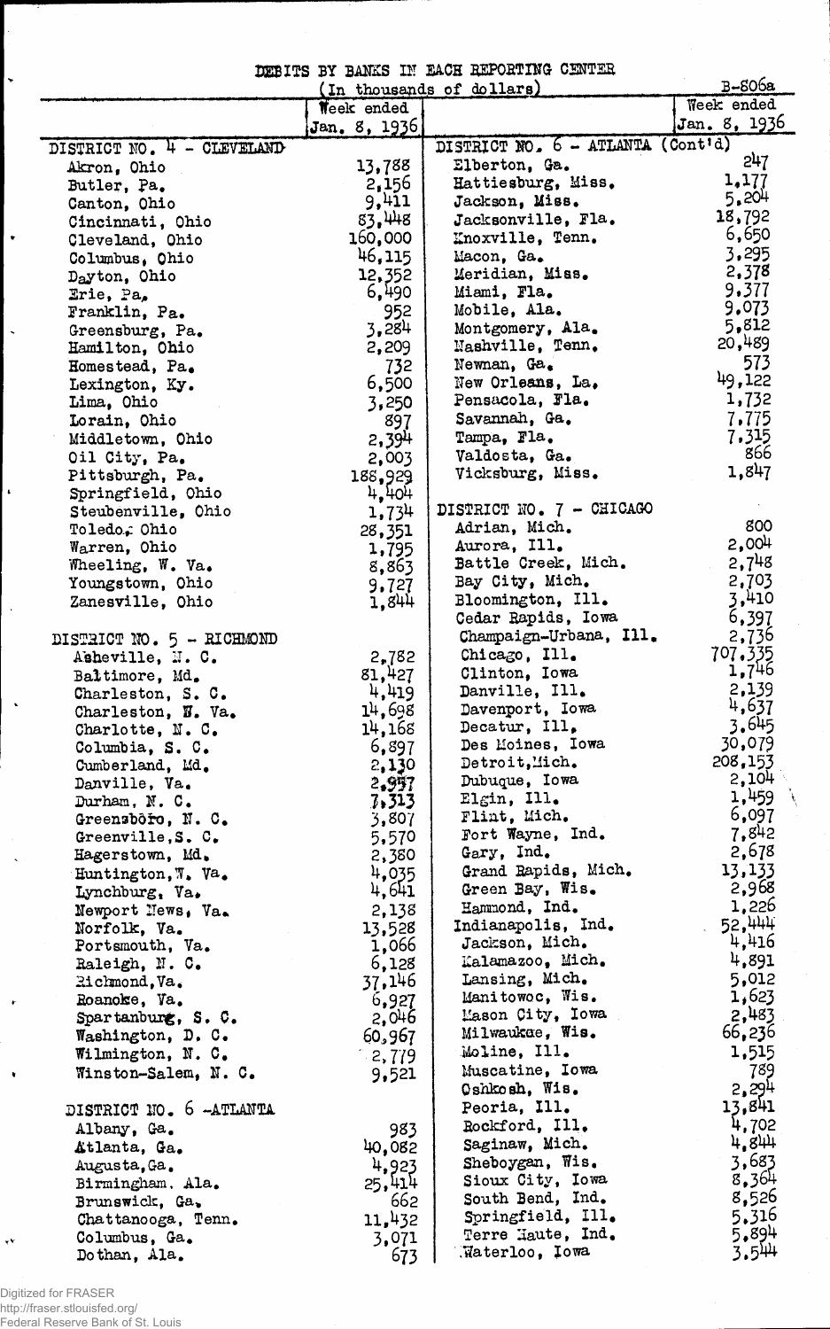# DEBITS BY BANKS IN EACH REPORTING CENTER

(In thousands of dollars)

B-806a

| | Week ended Jan. 8, 1936 | | Week ended Jan. 8, 1936 |
|---|---|---|---|
| **DISTRICT NO. 4 - CLEVELAND** | | **DISTRICT NO. 6 - ATLANTA (Cont'd)** | |
| Akron, Ohio | 13,788 | Elberton, Ga. | 247 |
| Butler, Pa. | 2,156 | Hattiesburg, Miss. | 1,177 |
| Canton, Ohio | 9,411 | Jackson, Miss. | 5,204 |
| Cincinnati, Ohio | 83,448 | Jacksonville, Fla. | 18,792 |
| Cleveland, Ohio | 160,000 | Knoxville, Tenn. | 6,650 |
| Columbus, Ohio | 46,115 | Macon, Ga. | 3,295 |
| Dayton, Ohio | 12,352 | Meridian, Miss. | 2,378 |
| Erie, Pa. | 6,490 | Miami, Fla. | 9,377 |
| Franklin, Pa. | 952 | Mobile, Ala. | 9,073 |
| Greensburg, Pa. | 3,284 | Montgomery, Ala. | 5,812 |
| Hamilton, Ohio | 2,209 | Nashville, Tenn. | 20,489 |
| Homestead, Pa. | 732 | Newnan, Ga. | 573 |
| Lexington, Ky. | 6,500 | New Orleans, La. | 49,122 |
| Lima, Ohio | 3,250 | Pensacola, Fla. | 1,732 |
| Lorain, Ohio | 897 | Savannah, Ga. | 7,775 |
| Middletown, Ohio | 2,394 | Tampa, Fla. | 7,315 |
| Oil City, Pa. | 2,003 | Valdosta, Ga. | 866 |
| Pittsburgh, Pa. | 188,929 | Vicksburg, Miss. | 1,847 |
| Springfield, Ohio | 4,404 | | |
| Steubenville, Ohio | 1,734 | **DISTRICT NO. 7 - CHICAGO** | |
| Toledo, Ohio | 28,351 | Adrian, Mich. | 800 |
| Warren, Ohio | 1,795 | Aurora, Ill. | 2,004 |
| Wheeling, W. Va. | 8,863 | Battle Creek, Mich. | 2,748 |
| Youngstown, Ohio | 9,727 | Bay City, Mich. | 2,703 |
| Zanesville, Ohio | 1,844 | Bloomington, Ill. | 3,410 |
| | | Cedar Rapids, Iowa | 6,397 |
| **DISTRICT NO. 5 - RICHMOND** | | Champaign-Urbana, Ill. | 2,736 |
| Asheville, N. C. | 2,782 | Chicago, Ill. | 707,335 |
| Baltimore, Md. | 81,427 | Clinton, Iowa | 1,746 |
| Charleston, S. C. | 4,419 | Danville, Ill. | 2,139 |
| Charleston, W. Va. | 14,698 | Davenport, Iowa | 4,637 |
| Charlotte, N. C. | 14,168 | Decatur, Ill. | 3,645 |
| Columbia, S. C. | 6,897 | Des Moines, Iowa | 30,079 |
| Cumberland, Md. | 2,130 | Detroit, Mich. | 208,153 |
| Danville, Va. | 2,957 | Dubuque, Iowa | 2,104 |
| Durham, N. C. | 7,313 | Elgin, Ill. | 1,459 |
| Greensboro, N. C. | 3,807 | Flint, Mich. | 6,097 |
| Greenville, S. C. | 5,570 | Fort Wayne, Ind. | 7,842 |
| Hagerstown, Md. | 2,380 | Gary, Ind. | 2,678 |
| Huntington, W. Va. | 4,035 | Grand Rapids, Mich. | 13,133 |
| Lynchburg, Va. | 4,641 | Green Bay, Wis. | 2,968 |
| Newport News, Va. | 2,138 | Hammond, Ind. | 1,226 |
| Norfolk, Va. | 13,528 | Indianapolis, Ind. | 52,444 |
| Portsmouth, Va. | 1,066 | Jackson, Mich. | 4,416 |
| Raleigh, N. C. | 6,128 | Kalamazoo, Mich. | 4,891 |
| Richmond, Va. | 37,146 | Lansing, Mich. | 5,012 |
| Roanoke, Va. | 6,927 | Manitowoc, Wis. | 1,623 |
| Spartanburg, S. C. | 2,046 | Mason City, Iowa | 2,483 |
| Washington, D. C. | 60,967 | Milwaukee, Wis. | 66,236 |
| Wilmington, N. C. | 2,779 | Moline, Ill. | 1,515 |
| Winston-Salem, N. C. | 9,521 | Muscatine, Iowa | 789 |
| | | Oshkosh, Wis. | 2,294 |
| **DISTRICT NO. 6 - ATLANTA** | | Peoria, Ill. | 13,841 |
| Albany, Ga. | 983 | Rockford, Ill. | 4,702 |
| Atlanta, Ga. | 40,082 | Saginaw, Mich. | 4,844 |
| Augusta, Ga. | 4,923 | Sheboygan, Wis. | 3,683 |
| Birmingham, Ala. | 25,414 | Sioux City, Iowa | 8,364 |
| Brunswick, Ga. | 662 | South Bend, Ind. | 8,526 |
| Chattanooga, Tenn. | 11,432 | Springfield, Ill. | 5,316 |
| Columbus, Ga. | 3,071 | Terre Haute, Ind. | 5,894 |
| Dothan, Ala. | 673 | Waterloo, Iowa | 3,544 |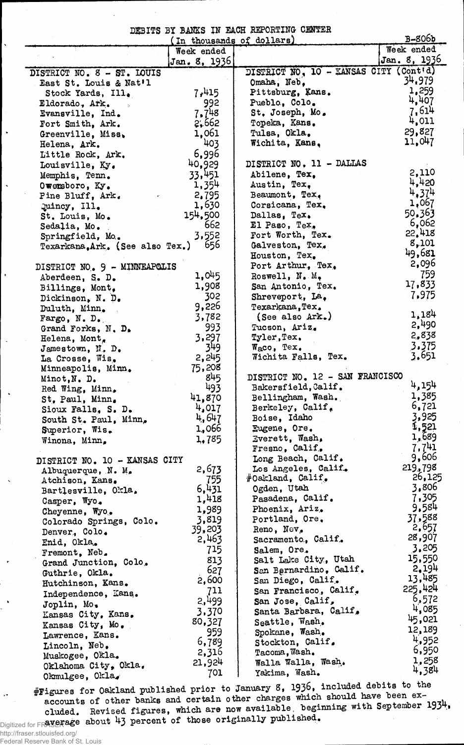DEBITS BY BANKS IN EACH REPORTING CENTER

(In thousands of dollars)

B-806b

| | Week ended Jan. 8, 1936 |
|---|---|
| **DISTRICT NO. 8 - ST. LOUIS** | |
| East St. Louis & Nat'l Stock Yards, Ill. | 7,415 |
| Eldorado, Ark. | 992 |
| Evansville, Ind. | 7,748 |
| Fort Smith, Ark. | 2,662 |
| Greenville, Miss. | 1,061 |
| Helena, Ark. | 403 |
| Little Rock, Ark. | 6,996 |
| Louisville, Ky. | 40,929 |
| Memphis, Tenn. | 33,451 |
| Owensboro, Ky. | 1,354 |
| Pine Bluff, Ark. | 2,795 |
| Quincy, Ill. | 1,630 |
| St. Louis, Mo. | 154,500 |
| Sedalia, Mo. | 662 |
| Springfield, Mo. | 3,552 |
| Texarkana, Ark. (See also Tex.) | 656 |
| **DISTRICT NO. 9 - MINNEAPOLIS** | |
| Aberdeen, S. D. | 1,045 |
| Billings, Mont. | 1,908 |
| Dickinson, N. D. | 302 |
| Duluth, Minn. | 9,226 |
| Fargo, N. D. | 3,782 |
| Grand Forks, N. D. | 993 |
| Helena, Mont. | 3,297 |
| Jamestown, N. D. | 349 |
| La Crosse, Wis. | 2,245 |
| Minneapolis, Minn. | 75,208 |
| Minot, N. D. | 845 |
| Red Wing, Minn. | 493 |
| St. Paul, Minn. | 41,870 |
| Sioux Falls, S. D. | 4,017 |
| South St. Paul, Minn. | 4,647 |
| Superior, Wis. | 1,066 |
| Winona, Minn. | 1,785 |
| **DISTRICT NO. 10 - KANSAS CITY** | |
| Albuquerque, N. M. | 2,673 |
| Atchison, Kans. | 755 |
| Bartlesville, Okla. | 6,431 |
| Casper, Wyo. | 1,418 |
| Cheyenne, Wyo. | 1,989 |
| Colorado Springs, Colo. | 3,819 |
| Denver, Colo. | 39,203 |
| Enid, Okla. | 2,463 |
| Fremont, Neb. | 715 |
| Grand Junction, Colo. | 813 |
| Guthrie, Okla. | 627 |
| Hutchinson, Kans. | 2,600 |
| Independence, Kans. | 711 |
| Joplin, Mo. | 2,499 |
| Kansas City, Kans. | 3,370 |
| Kansas City, Mo. | 80,327 |
| Lawrence, Kans. | 959 |
| Lincoln, Neb. | 6,789 |
| Muskogee, Okla. | 2,316 |
| Oklahoma City, Okla. | 21,924 |
| Okmulgee, Okla. | 701 |
| **DISTRICT NO. 10 - KANSAS CITY (Cont'd)** | |
| Omaha, Neb. | 34,979 |
| Pittsburg, Kans. | 1,259 |
| Pueblo, Colo. | 4,407 |
| St. Joseph, Mo. | 7,614 |
| Topeka, Kans. | 4,011 |
| Tulsa, Okla. | 29,827 |
| Wichita, Kans. | 11,047 |
| **DISTRICT NO. 11 - DALLAS** | |
| Abilene, Tex. | 2,110 |
| Austin, Tex. | 4,420 |
| Beaumont, Tex. | 4,374 |
| Corsicana, Tex. | 1,067 |
| Dallas, Tex. | 50,363 |
| El Paso, Tex. | 6,062 |
| Fort Worth, Tex. | 22,418 |
| Galveston, Tex. | 8,101 |
| Houston, Tex. | 49,681 |
| Port Arthur, Tex. | 2,096 |
| Roswell, N. M. | 759 |
| San Antonio, Tex. | 17,833 |
| Shreveport, La. | 7,975 |
| Texarkana, Tex. (See also Ark.) | 1,184 |
| Tucson, Ariz. | 2,490 |
| Tyler, Tex. | 2,838 |
| Waco, Tex. | 3,375 |
| Wichita Falls, Tex. | 3,651 |
| **DISTRICT NO. 12 - SAN FRANCISCO** | |
| Bakersfield, Calif. | 4,154 |
| Bellingham, Wash. | 1,385 |
| Berkeley, Calif. | 6,721 |
| Boise, Idaho | 3,925 |
| Eugene, Ore. | 1,521 |
| Everett, Wash. | 1,689 |
| Fresno, Calif. | 7,741 |
| Long Beach, Calif. | 9,606 |
| Los Angeles, Calif. | 219,798 |
| #Oakland, Calif. | 26,125 |
| Ogden, Utah | 3,806 |
| Pasadena, Calif. | 7,305 |
| Phoenix, Ariz. | 9,584 |
| Portland, Ore. | 37,588 |
| Reno, Nev. | 2,657 |
| Sacramento, Calif. | 28,907 |
| Salem, Ore. | 3,205 |
| Salt Lake City, Utah | 15,550 |
| San Bernardino, Calif. | 2,194 |
| San Diego, Calif. | 13,485 |
| San Francisco, Calif. | 225,424 |
| San Jose, Calif. | 6,572 |
| Santa Barbara, Calif. | 4,085 |
| Seattle, Wash. | 45,021 |
| Spokane, Wash. | 12,189 |
| Stockton, Calif. | 4,952 |
| Tacoma, Wash. | 6,950 |
| Walla Walla, Wash. | 1,258 |
| Yakima, Wash. | 4,384 |

#Figures for Oakland published prior to January 8, 1936, included debits to the accounts of other banks and certain other charges which should have been excluded. Revised figures, which are now available beginning with September 1934, average about 43 percent of those originally published.